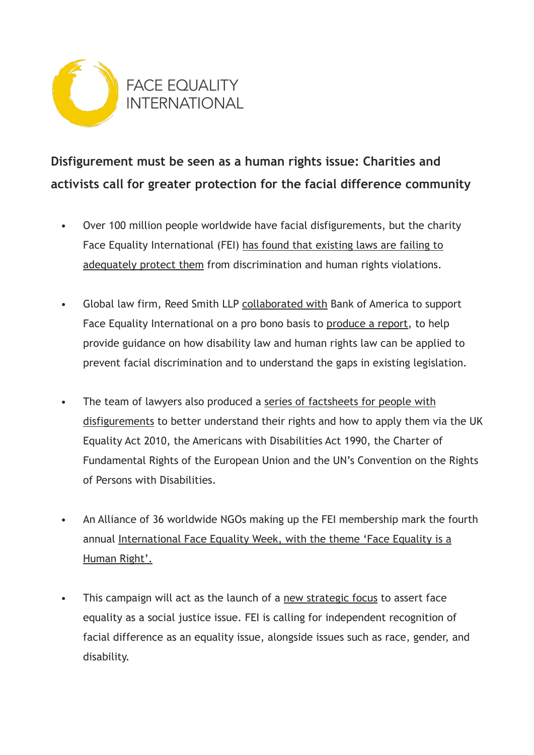FACE EQUALITY INTERNATIONAL

## Disfigurement must be seen as a human rights issue: Charities and activists call for greater protection for the facial difference community

- Over 100 million people worldwide have facial disfigurements, but the charity Face Equality International (FEI) has found that existing laws are failing to adequately protect them from discrimination and human rights violations.

- Global law firm, Reed Smith LLP collaborated with Bank of America to support Face Equality International on a pro bono basis to produce a report, to help provide guidance on how disability law and human rights law can be applied to prevent facial discrimination and to understand the gaps in existing legislation.

- The team of lawyers also produced a series of factsheets for people with disfigurements to better understand their rights and how to apply them via the UK Equality Act 2010, the Americans with Disabilities Act 1990, the Charter of Fundamental Rights of the European Union and the UN's Convention on the Rights of Persons with Disabilities.

- An Alliance of 36 worldwide NGOs making up the FEI membership mark the fourth annual International Face Equality Week, with the theme 'Face Equality is a Human Right'.

- This campaign will act as the launch of a new strategic focus to assert face equality as a social justice issue. FEI is calling for independent recognition of facial difference as an equality issue, alongside issues such as race, gender, and disability.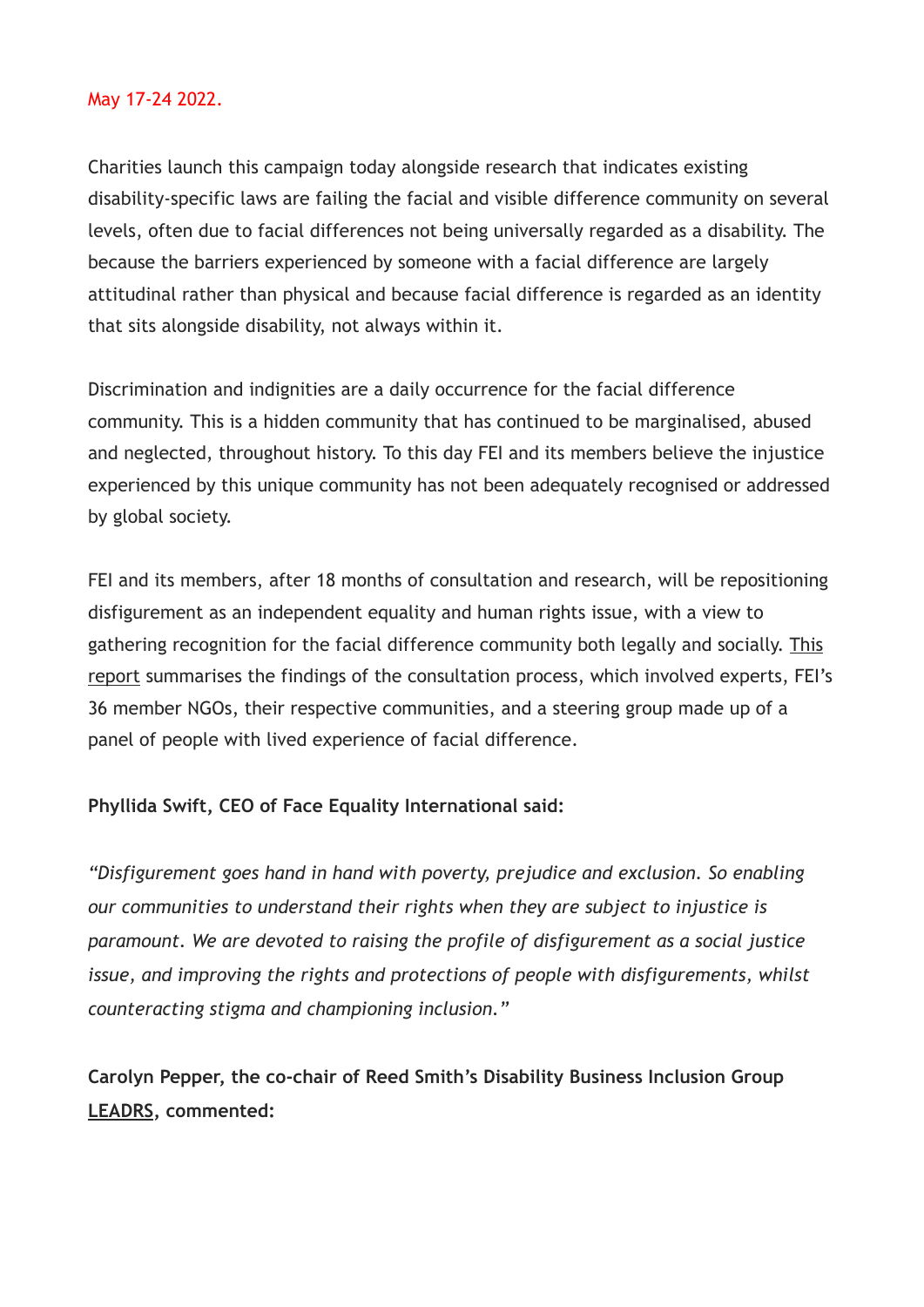May 17-24 2022.

Charities launch this campaign today alongside research that indicates existing disability-specific laws are failing the facial and visible difference community on several levels, often due to facial differences not being universally regarded as a disability. The because the barriers experienced by someone with a facial difference are largely attitudinal rather than physical and because facial difference is regarded as an identity that sits alongside disability, not always within it.

Discrimination and indignities are a daily occurrence for the facial difference community. This is a hidden community that has continued to be marginalised, abused and neglected, throughout history. To this day FEI and its members believe the injustice experienced by this unique community has not been adequately recognised or addressed by global society.

FEI and its members, after 18 months of consultation and research, will be repositioning disfigurement as an independent equality and human rights issue, with a view to gathering recognition for the facial difference community both legally and socially. This report summarises the findings of the consultation process, which involved experts, FEI's 36 member NGOs, their respective communities, and a steering group made up of a panel of people with lived experience of facial difference.

**Phyllida Swift, CEO of Face Equality International said:**

*"Disfigurement goes hand in hand with poverty, prejudice and exclusion. So enabling our communities to understand their rights when they are subject to injustice is paramount. We are devoted to raising the profile of disfigurement as a social justice issue, and improving the rights and protections of people with disfigurements, whilst counteracting stigma and championing inclusion."*

**Carolyn Pepper, the co-chair of Reed Smith's Disability Business Inclusion Group LEADRS, commented:**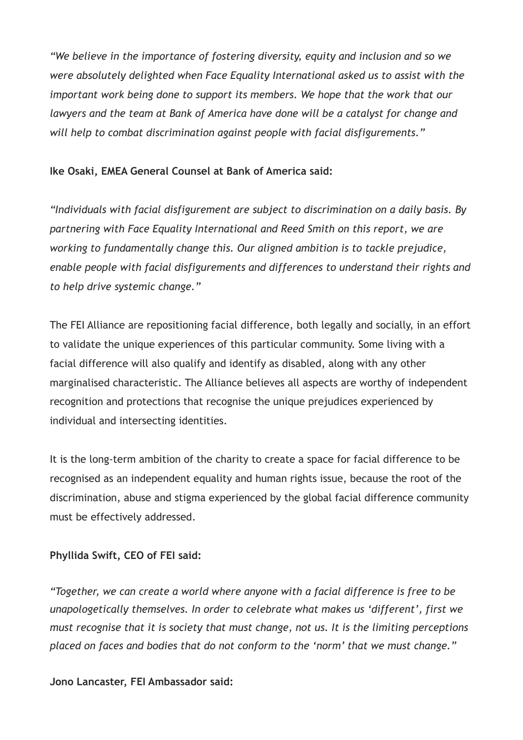*"We believe in the importance of fostering diversity, equity and inclusion and so we were absolutely delighted when Face Equality International asked us to assist with the important work being done to support its members. We hope that the work that our lawyers and the team at Bank of America have done will be a catalyst for change and will help to combat discrimination against people with facial disfigurements."*

**Ike Osaki, EMEA General Counsel at Bank of America said:**

*"Individuals with facial disfigurement are subject to discrimination on a daily basis. By partnering with Face Equality International and Reed Smith on this report, we are working to fundamentally change this. Our aligned ambition is to tackle prejudice, enable people with facial disfigurements and differences to understand their rights and to help drive systemic change."*

The FEI Alliance are repositioning facial difference, both legally and socially, in an effort to validate the unique experiences of this particular community. Some living with a facial difference will also qualify and identify as disabled, along with any other marginalised characteristic. The Alliance believes all aspects are worthy of independent recognition and protections that recognise the unique prejudices experienced by individual and intersecting identities.

It is the long-term ambition of the charity to create a space for facial difference to be recognised as an independent equality and human rights issue, because the root of the discrimination, abuse and stigma experienced by the global facial difference community must be effectively addressed.

**Phyllida Swift, CEO of FEI said:**

*"Together, we can create a world where anyone with a facial difference is free to be unapologetically themselves. In order to celebrate what makes us 'different', first we must recognise that it is society that must change, not us. It is the limiting perceptions placed on faces and bodies that do not conform to the 'norm' that we must change."*

**Jono Lancaster, FEI Ambassador said:**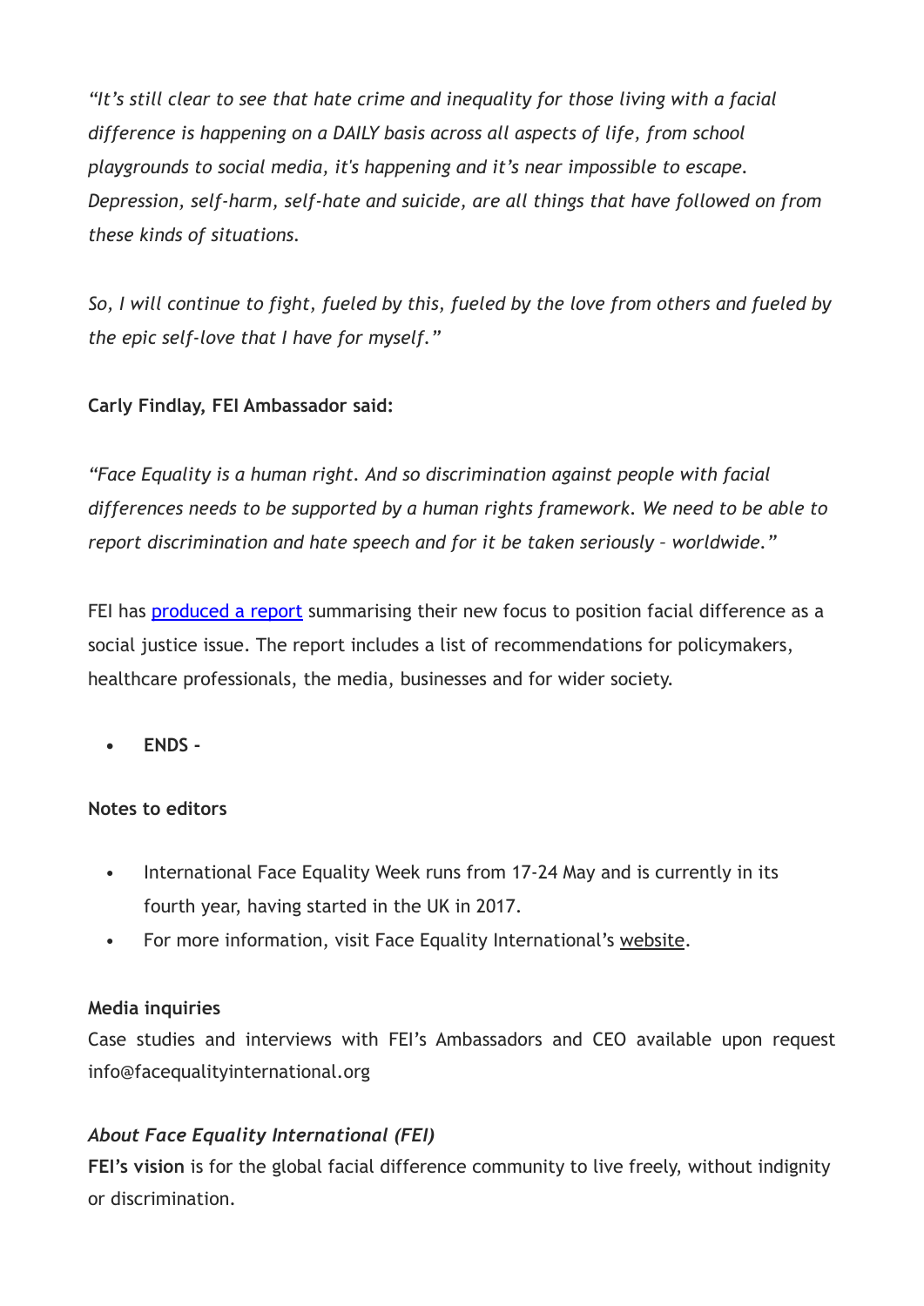*"It's still clear to see that hate crime and inequality for those living with a facial difference is happening on a DAILY basis across all aspects of life, from school playgrounds to social media, it's happening and it's near impossible to escape. Depression, self-harm, self-hate and suicide, are all things that have followed on from these kinds of situations.*

*So, I will continue to fight, fueled by this, fueled by the love from others and fueled by the epic self-love that I have for myself."*

**Carly Findlay, FEI Ambassador said:**

*"Face Equality is a human right. And so discrimination against people with facial differences needs to be supported by a human rights framework. We need to be able to report discrimination and hate speech and for it be taken seriously – worldwide."*

FEI has produced a report summarising their new focus to position facial difference as a social justice issue. The report includes a list of recommendations for policymakers, healthcare professionals, the media, businesses and for wider society.

- **ENDS -**

**Notes to editors**

- International Face Equality Week runs from 17-24 May and is currently in its fourth year, having started in the UK in 2017.
- For more information, visit Face Equality International's website.

**Media inquiries**

Case studies and interviews with FEI's Ambassadors and CEO available upon request info@facequalityinternational.org

***About Face Equality International (FEI)***

**FEI's vision** is for the global facial difference community to live freely, without indignity or discrimination.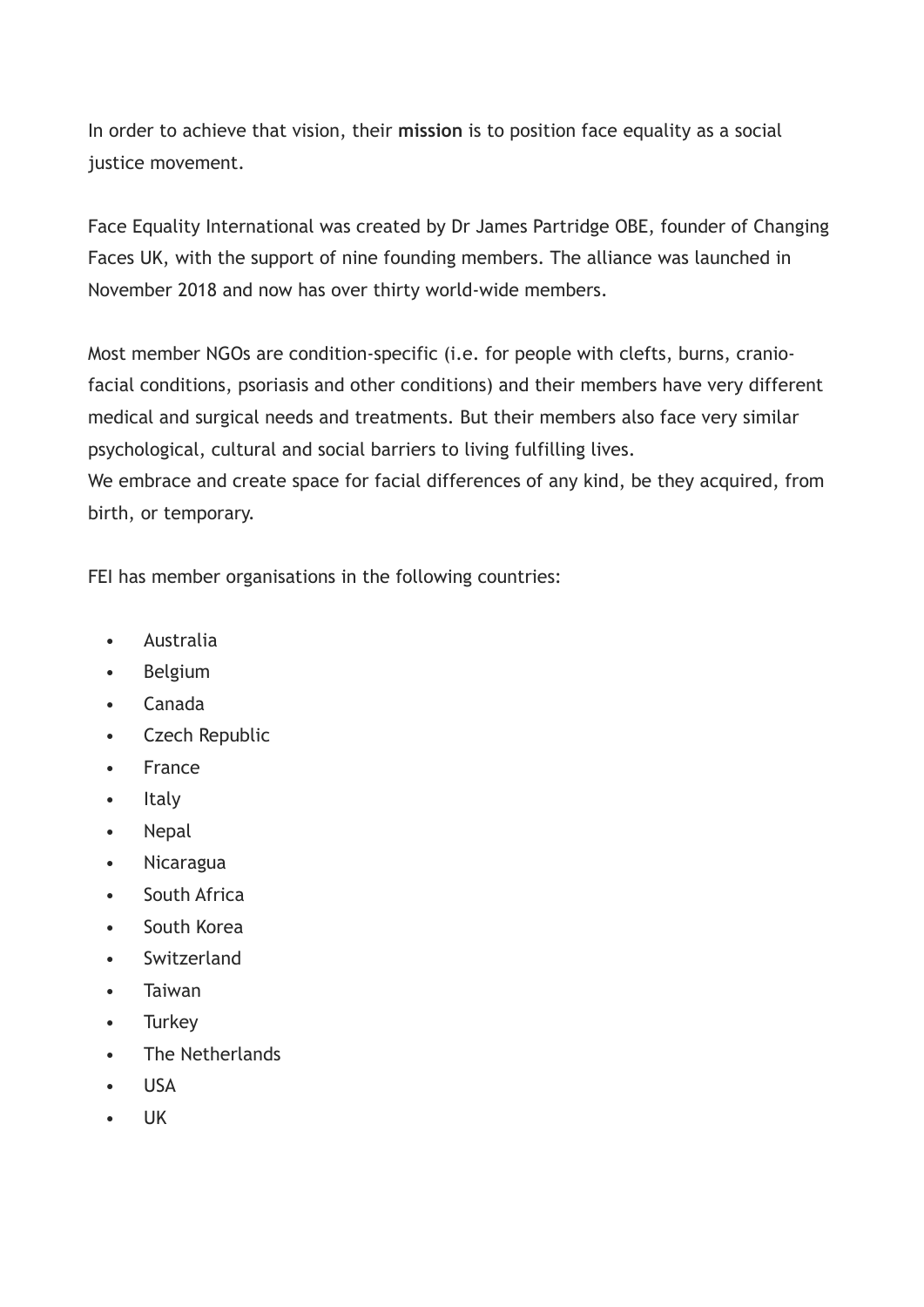In order to achieve that vision, their **mission** is to position face equality as a social justice movement.

Face Equality International was created by Dr James Partridge OBE, founder of Changing Faces UK, with the support of nine founding members. The alliance was launched in November 2018 and now has over thirty world-wide members.

Most member NGOs are condition-specific (i.e. for people with clefts, burns, cranio-facial conditions, psoriasis and other conditions) and their members have very different medical and surgical needs and treatments. But their members also face very similar psychological, cultural and social barriers to living fulfilling lives.
We embrace and create space for facial differences of any kind, be they acquired, from birth, or temporary.

FEI has member organisations in the following countries:

- Australia
- Belgium
- Canada
- Czech Republic
- France
- Italy
- Nepal
- Nicaragua
- South Africa
- South Korea
- Switzerland
- Taiwan
- Turkey
- The Netherlands
- USA
- UK